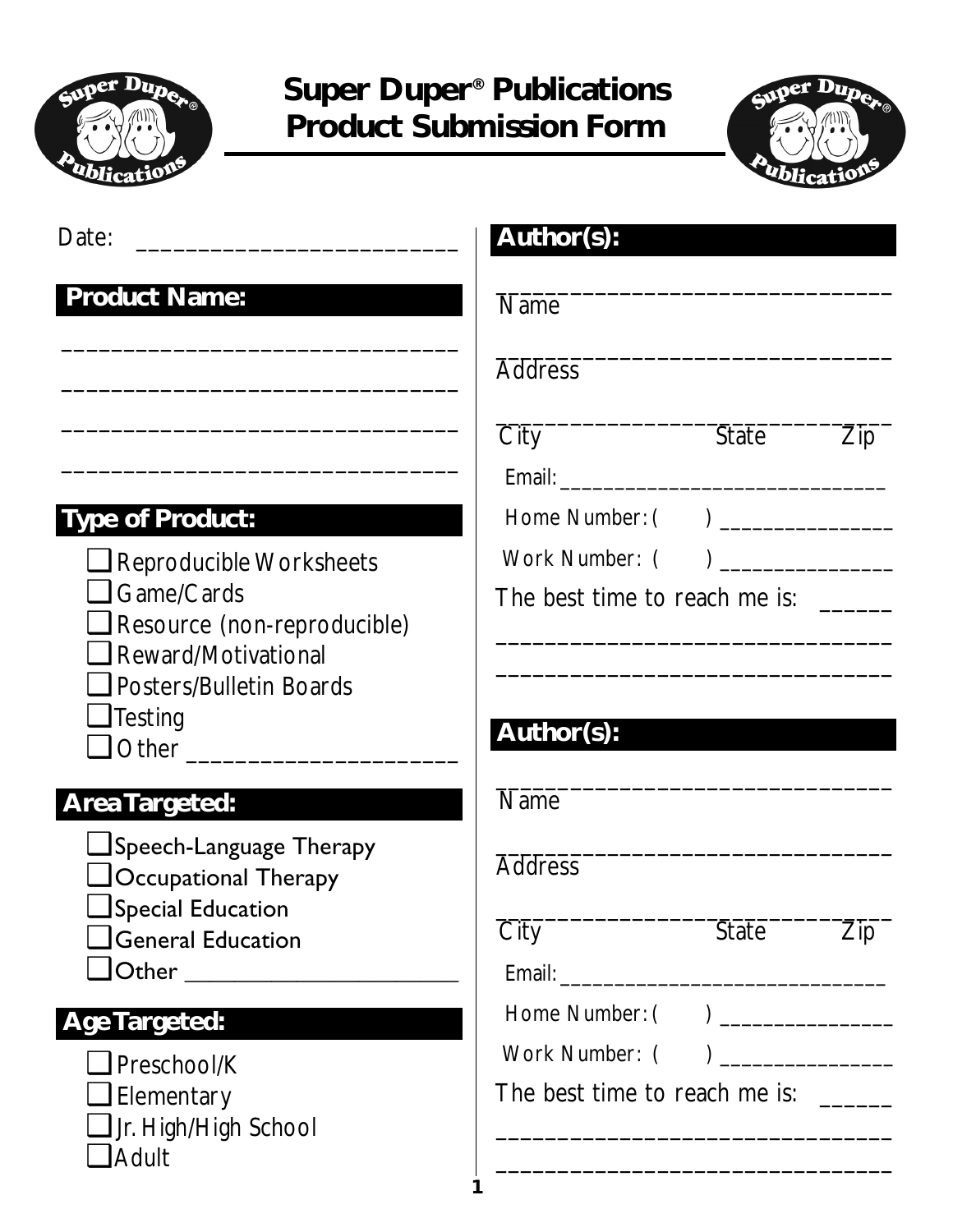# Super Duper® Publications Product Submission Form

Date: ___________________________

## Product Name:

______________________________

______________________________

______________________________

______________________________

## Type of Product:

- ☐ Reproducible Worksheets
- ☐ Game/Cards
- ☐ Resource (non-reproducible)
- ☐ Reward/Motivational
- ☐ Posters/Bulletin Boards
- ☐ Testing
- ☐ Other ____________________

## Area Targeted:

- ☐ Speech-Language Therapy
- ☐ Occupational Therapy
- ☐ Special Education
- ☐ General Education
- ☐ Other ______________________

## Age Targeted:

- ☐ Preschool/K
- ☐ Elementary
- ☐ Jr. High/High School
- ☐ Adult

## Author(s):

______________________________
Name

______________________________
Address

______________________________
City State Zip

Email: ____________________________

Home Number: (    ) _______________

Work Number: (    ) _______________

The best time to reach me is: ______

______________________________

______________________________

## Author(s):

______________________________
Name

______________________________
Address

______________________________
City State Zip

Email: ____________________________

Home Number: (    ) _______________

Work Number: (    ) _______________

The best time to reach me is: ______

______________________________

______________________________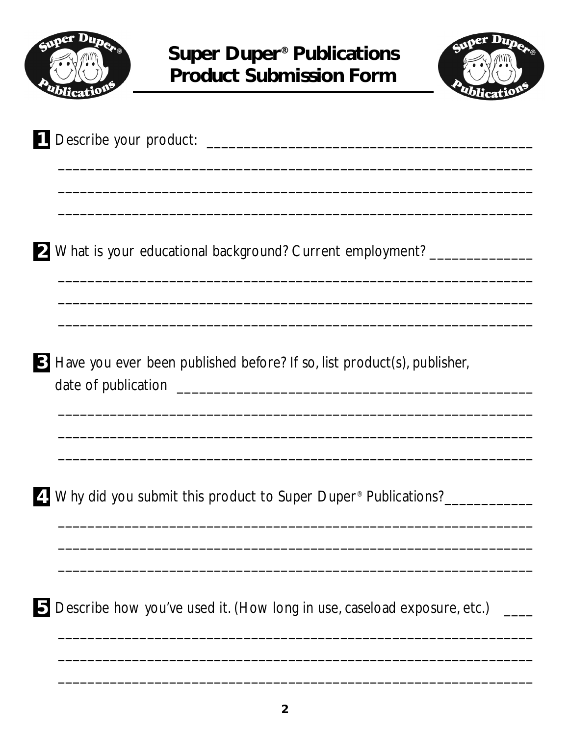# Super Duper® Publications Product Submission Form

**1** Describe your product: ___________________________________________

_________________________________________________________________

_________________________________________________________________

_________________________________________________________________

**2** What is your educational background? Current employment? _____________

_________________________________________________________________

_________________________________________________________________

_________________________________________________________________

**3** Have you ever been published before? If so, list product(s), publisher, date of publication _______________________________________________

_________________________________________________________________

_________________________________________________________________

_________________________________________________________________

**4** Why did you submit this product to Super Duper® Publications?___________

_________________________________________________________________

_________________________________________________________________

_________________________________________________________________

**5** Describe how you've used it. (How long in use, caseload exposure, etc.) ____

_________________________________________________________________

_________________________________________________________________

_________________________________________________________________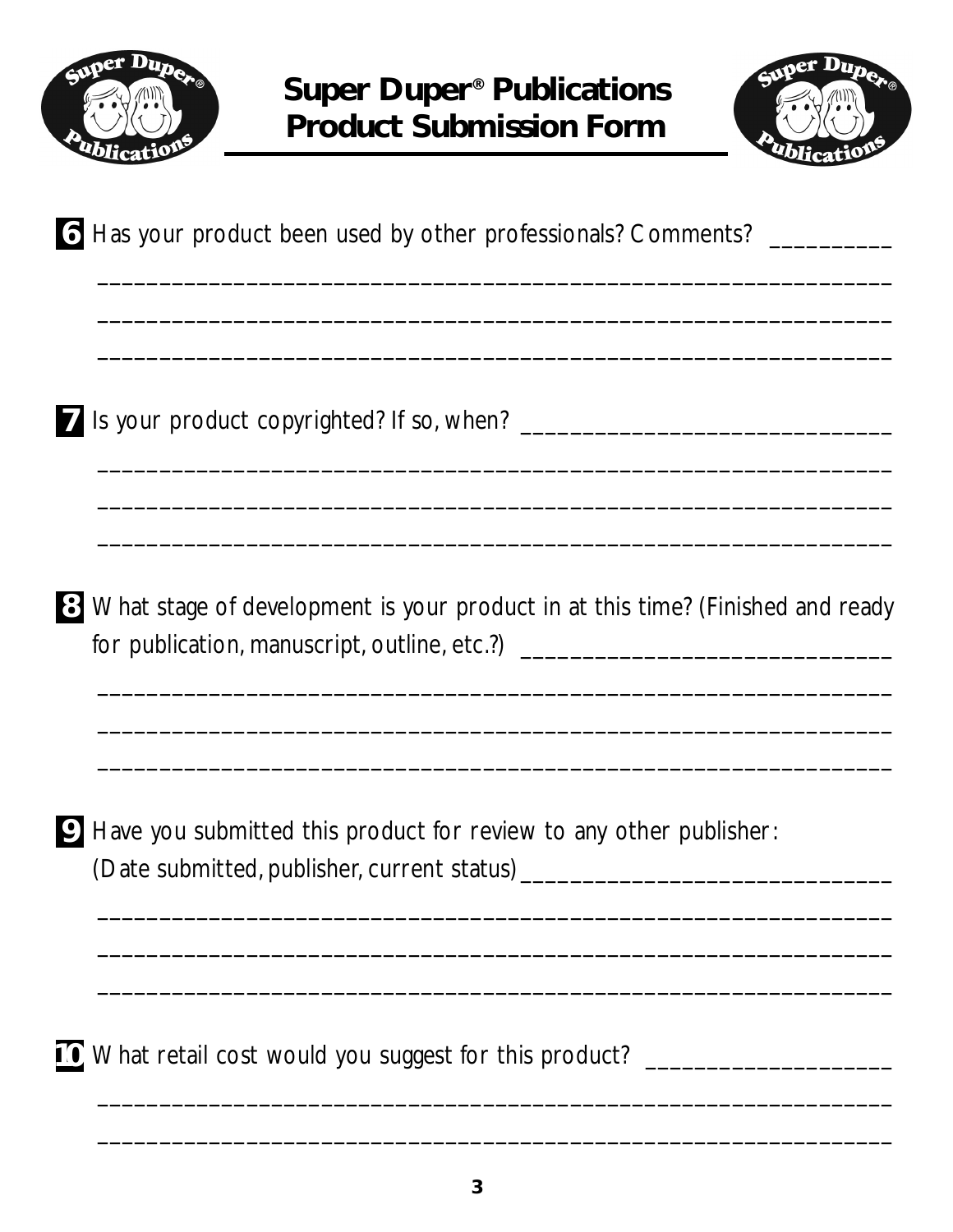# Super Duper® Publications Product Submission Form

**6** Has your product been used by other professionals? Comments? __________

_________________________________________________________________

_________________________________________________________________

_________________________________________________________________

**7** Is your product copyrighted? If so, when? ______________________________

_________________________________________________________________

_________________________________________________________________

_________________________________________________________________

**8** What stage of development is your product in at this time? (Finished and ready for publication, manuscript, outline, etc.?) ______________________________

_________________________________________________________________

_________________________________________________________________

_________________________________________________________________

**9** Have you submitted this product for review to any other publisher: (Date submitted, publisher, current status) ______________________________

_________________________________________________________________

_________________________________________________________________

_________________________________________________________________

**10** What retail cost would you suggest for this product? ____________________

_________________________________________________________________

_________________________________________________________________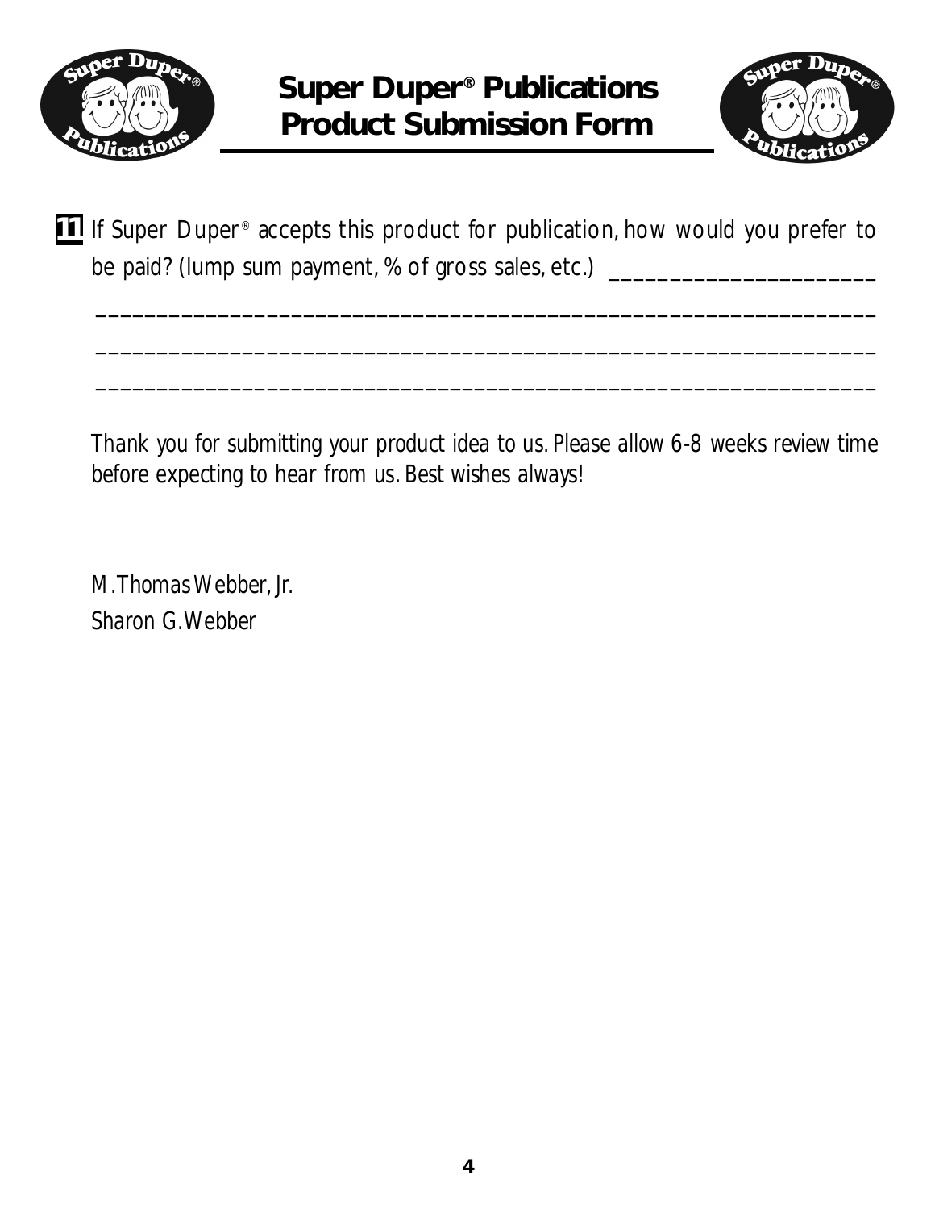# Super Duper® Publications Product Submission Form

**11** If Super Duper® accepts this product for publication, how would you prefer to be paid? (lump sum payment, % of gross sales, etc.) ______________________

_________________________________________________________________

_________________________________________________________________

_________________________________________________________________

*Thank you for submitting your product idea to us. Please allow 6-8 weeks review time before expecting to hear from us. Best wishes always!*

*M. Thomas Webber, Jr.*
*Sharon G. Webber*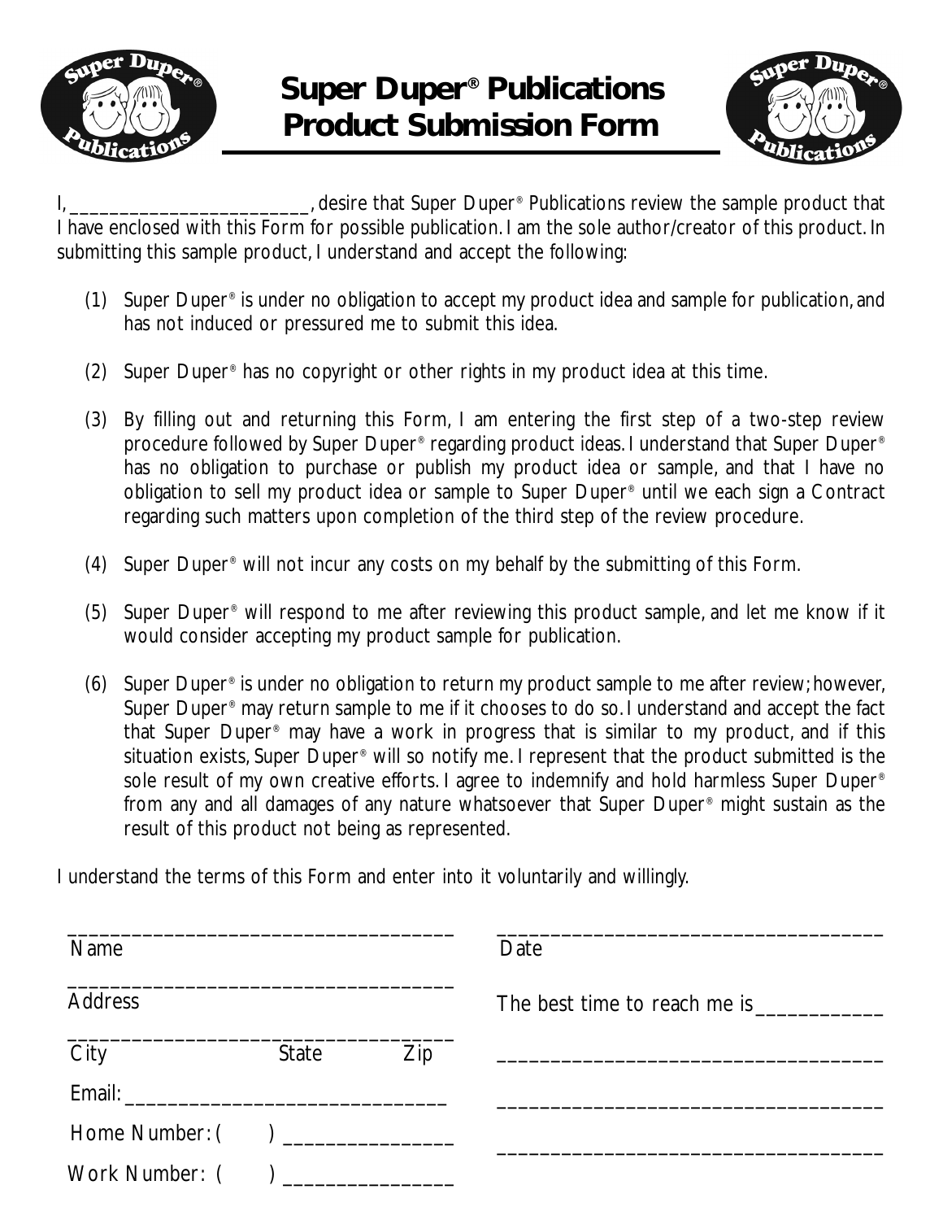# Super Duper® Publications Product Submission Form

I, ________________________, desire that Super Duper® Publications review the sample product that I have enclosed with this Form for possible publication. I am the sole author/creator of this product. In submitting this sample product, I understand and accept the following:

(1) Super Duper® is under no obligation to accept my product idea and sample for publication, and has not induced or pressured me to submit this idea.

(2) Super Duper® has no copyright or other rights in my product idea at this time.

(3) By filling out and returning this Form, I am entering the first step of a two-step review procedure followed by Super Duper® regarding product ideas. I understand that Super Duper® has no obligation to purchase or publish my product idea or sample, and that I have no obligation to sell my product idea or sample to Super Duper® until we each sign a Contract regarding such matters upon completion of the third step of the review procedure.

(4) Super Duper® will not incur any costs on my behalf by the submitting of this Form.

(5) Super Duper® will respond to me after reviewing this product sample, and let me know if it would consider accepting my product sample for publication.

(6) Super Duper® is under no obligation to return my product sample to me after review; however, Super Duper® may return sample to me if it chooses to do so. I understand and accept the fact that Super Duper® may have a work in progress that is similar to my product, and if this situation exists, Super Duper® will so notify me. I represent that the product submitted is the sole result of my own creative efforts. I agree to indemnify and hold harmless Super Duper® from any and all damages of any nature whatsoever that Super Duper® might sustain as the result of this product not being as represented.

I understand the terms of this Form and enter into it voluntarily and willingly.

____________________________________
Name

____________________________________
Address

____________________________________
City                    State          Zip

Email: ______________________________

Home Number: (      ) ________________

Work Number: (      ) ________________

____________________________________
Date

The best time to reach me is ____________

____________________________________

____________________________________

____________________________________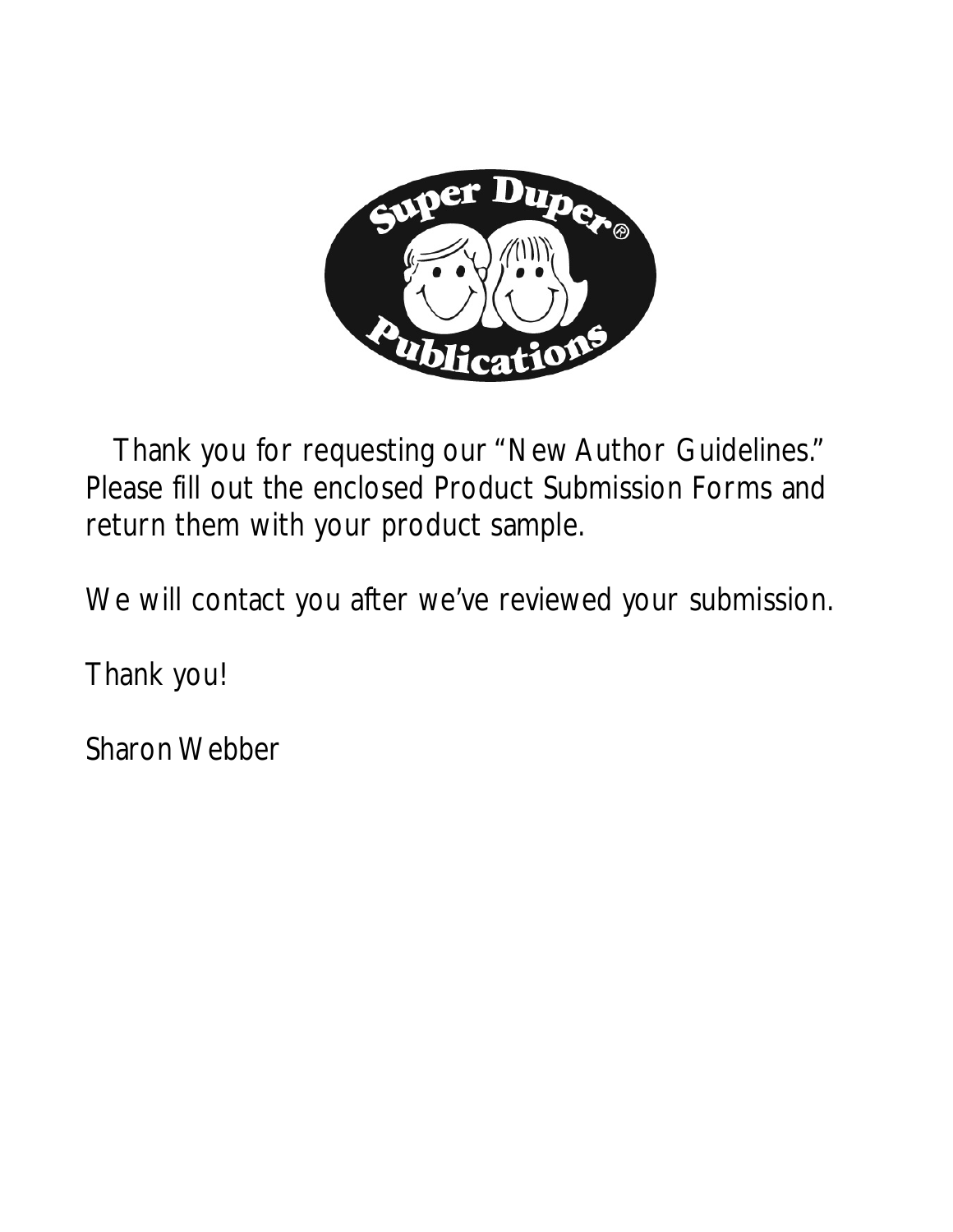Thank you for requesting our “New Author Guidelines.” Please fill out the enclosed Product Submission Forms and return them with your product sample.

We will contact you after we’ve reviewed your submission.

Thank you!

Sharon Webber